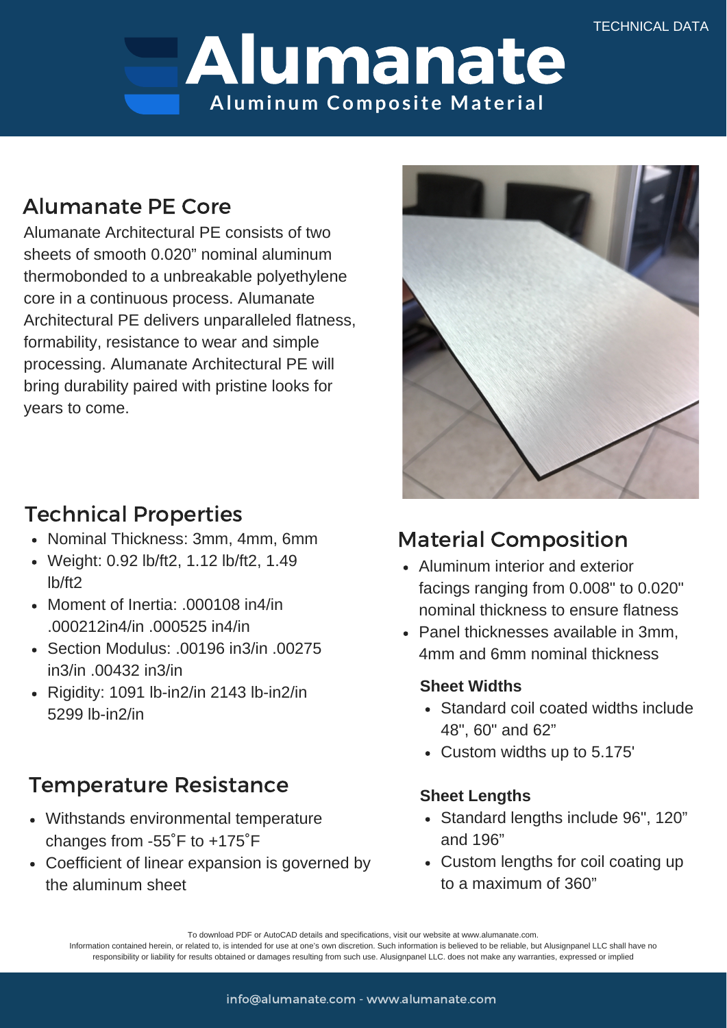TECHNICAL DATA

# Alumanate

**Aluminum Composite Material**

## Alumanate PE Core

Alumanate Architectural PE consists of two sheets of smooth 0.020" nominal aluminum thermobonded to a unbreakable polyethylene core in a continuous process. Alumanate Architectural PE delivers unparalleled flatness, formability, resistance to wear and simple processing. Alumanate Architectural PE will bring durability paired with pristine looks for years to come.

## Technical Properties

- Nominal Thickness: 3mm, 4mm, 6mm
- Weight: 0.92 lb/ft2, 1.12 lb/ft2, 1.49 lb/ft2
- Moment of Inertia: .000108 in4/in .000212in4/in .000525 in4/in
- Section Modulus: .00196 in3/in .00275 in3/in .00432 in3/in
- Rigidity: 1091 lb-in2/in 2143 lb-in2/in 5299 lb-in2/in

## Temperature Resistance

- Withstands environmental temperature changes from -55˚F to +175˚F
- Coefficient of linear expansion is governed by the aluminum sheet

## Material Composition

- Aluminum interior and exterior facings ranging from 0.008" to 0.020" nominal thickness to ensure flatness
- Panel thicknesses available in 3mm, 4mm and 6mm nominal thickness

### Sheet Widths

- Standard coil coated widths include 48", 60" and 62"
- Custom widths up to 5.175'

### Sheet Lengths

- Standard lengths include 96", 120" and 196"
- Custom lengths for coil coating up to a maximum of 360"

To download PDF or AutoCAD details and specifications, visit our website at www.alumanate.com.
Information contained herein, or related to, is intended for use at one's own discretion. Such information is believed to be reliable, but Alusignpanel LLC shall have no responsibility or liability for results obtained or damages resulting from such use. Alusignpanel LLC. does not make any warranties, expressed or implied

info@alumanate.com - www.alumanate.com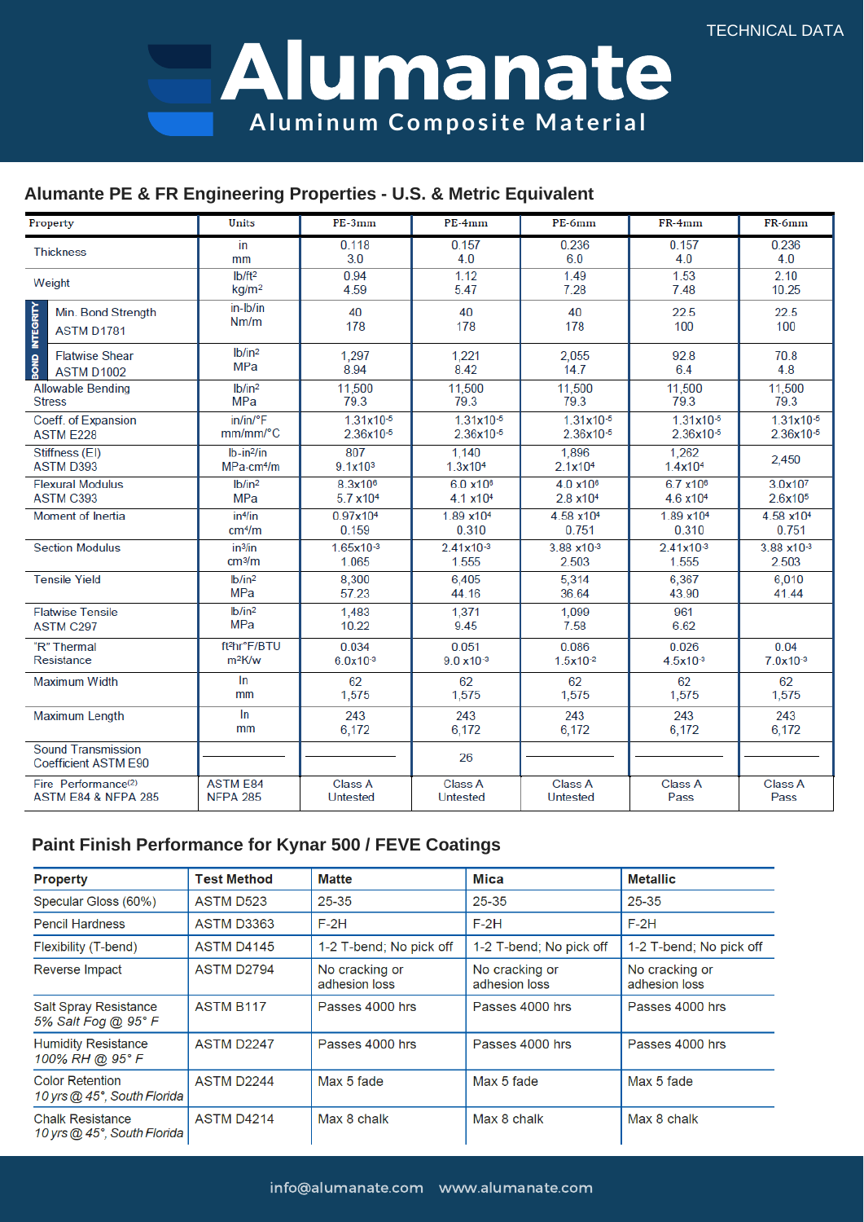TECHNICAL DATA

# Alumanate

Aluminum Composite Material

## Alumanate PE & FR Engineering Properties - U.S. & Metric Equivalent

| Property | | Units | PE-3mm | PE-4mm | PE-6mm | FR-4mm | FR-6mm |
|---|---|---|---|---|---|---|---|
| Thickness | | in<br>mm | 0.118<br>3.0 | 0.157<br>4.0 | 0.236<br>6.0 | 0.157<br>4.0 | 0.236<br>4.0 |
| Weight | | lb/ft²<br>kg/m² | 0.94<br>4.59 | 1.12<br>5.47 | 1.49<br>7.28 | 1.53<br>7.48 | 2.10<br>10.25 |
| BOND INTEGRITY | Min. Bond Strength<br>ASTM D1781 | in-lb/in<br>Nm/m | 40<br>178 | 40<br>178 | 40<br>178 | 22.5<br>100 | 22.5<br>100 |
| | Flatwise Shear<br>ASTM D1002 | lb/in²<br>MPa | 1,297<br>8.94 | 1,221<br>8.42 | 2,055<br>14.7 | 92.8<br>6.4 | 70.8<br>4.8 |
| Allowable Bending Stress | | lb/in²<br>MPa | 11,500<br>79.3 | 11,500<br>79.3 | 11,500<br>79.3 | 11,500<br>79.3 | 11,500<br>79.3 |
| Coeff. of Expansion<br>ASTM E228 | | in/in/°F<br>mm/mm/°C | $1.31 \times 10^{-5}$<br>$2.36 \times 10^{-5}$ | $1.31 \times 10^{-5}$<br>$2.36 \times 10^{-5}$ | $1.31 \times 10^{-5}$<br>$2.36 \times 10^{-5}$ | $1.31 \times 10^{-5}$<br>$2.36 \times 10^{-5}$ | $1.31 \times 10^{-5}$<br>$2.36 \times 10^{-5}$ |
| Stiffness (EI)<br>ASTM D393 | | lb-in²/in<br>MPa-cm⁴/m | 807<br>$9.1 \times 10^{3}$ | 1,140<br>$1.3 \times 10^{4}$ | 1,896<br>$2.1 \times 10^{4}$ | 1,262<br>$1.4 \times 10^{4}$ | 2,450 |
| Flexural Modulus<br>ASTM C393 | | lb/in²<br>MPa | $8.3 \times 10^{6}$<br>$5.7 \times 10^{4}$ | $6.0 \times 10^{6}$<br>$4.1 \times 10^{4}$ | $4.0 \times 10^{6}$<br>$2.8 \times 10^{4}$ | $6.7 \times 10^{6}$<br>$4.6 \times 10^{4}$ | $3.0 \times 10^{7}$<br>$2.6 \times 10^{5}$ |
| Moment of Inertia | | in⁴/in<br>cm⁴/m | $0.97 \times 10^{4}$<br>0.159 | $1.89 \times 10^{4}$<br>0.310 | $4.58 \times 10^{4}$<br>0.751 | $1.89 \times 10^{4}$<br>0.310 | $4.58 \times 10^{4}$<br>0.751 |
| Section Modulus | | in³/in<br>cm³/m | $1.65 \times 10^{-3}$<br>1.065 | $2.41 \times 10^{-3}$<br>1.555 | $3.88 \times 10^{-3}$<br>2.503 | $2.41 \times 10^{-3}$<br>1.555 | $3.88 \times 10^{-3}$<br>2.503 |
| Tensile Yield | | lb/in²<br>MPa | 8,300<br>57.23 | 6,405<br>44.16 | 5,314<br>36.64 | 6,367<br>43.90 | 6,010<br>41.44 |
| Flatwise Tensile<br>ASTM C297 | | lb/in²<br>MPa | 1,483<br>10.22 | 1,371<br>9.45 | 1,099<br>7.58 | 961<br>6.62 | |
| "R" Thermal Resistance | | ft²hr°F/BTU<br>m²K/w | 0.034<br>$6.0 \times 10^{-3}$ | 0.051<br>$9.0 \times 10^{-3}$ | 0.086<br>$1.5 \times 10^{-2}$ | 0.026<br>$4.5 \times 10^{-3}$ | 0.04<br>$7.0 \times 10^{-3}$ |
| Maximum Width | | In<br>mm | 62<br>1,575 | 62<br>1,575 | 62<br>1,575 | 62<br>1,575 | 62<br>1,575 |
| Maximum Length | | In<br>mm | 243<br>6,172 | 243<br>6,172 | 243<br>6,172 | 243<br>6,172 | 243<br>6,172 |
| Sound Transmission Coefficient ASTM E90 | | — | — | 26 | — | — | — |
| Fire Performance[2]<br>ASTM E84 & NFPA 285 | | ASTM E84<br>NFPA 285 | Class A<br>Untested | Class A<br>Untested | Class A<br>Untested | Class A<br>Pass | Class A<br>Pass |

## Paint Finish Performance for Kynar 500 / FEVE Coatings

| Property | Test Method | Matte | Mica | Metallic |
|---|---|---|---|---|
| Specular Gloss (60%) | ASTM D523 | 25-35 | 25-35 | 25-35 |
| Pencil Hardness | ASTM D3363 | F-2H | F-2H | F-2H |
| Flexibility (T-bend) | ASTM D4145 | 1-2 T-bend; No pick off | 1-2 T-bend; No pick off | 1-2 T-bend; No pick off |
| Reverse Impact | ASTM D2794 | No cracking or adhesion loss | No cracking or adhesion loss | No cracking or adhesion loss |
| Salt Spray Resistance<br>*5% Salt Fog @ 95° F* | ASTM B117 | Passes 4000 hrs | Passes 4000 hrs | Passes 4000 hrs |
| Humidity Resistance<br>*100% RH @ 95° F* | ASTM D2247 | Passes 4000 hrs | Passes 4000 hrs | Passes 4000 hrs |
| Color Retention<br>*10 yrs @ 45°, South Florida* | ASTM D2244 | Max 5 fade | Max 5 fade | Max 5 fade |
| Chalk Resistance<br>*10 yrs @ 45°, South Florida* | ASTM D4214 | Max 8 chalk | Max 8 chalk | Max 8 chalk |

info@alumanate.com www.alumanate.com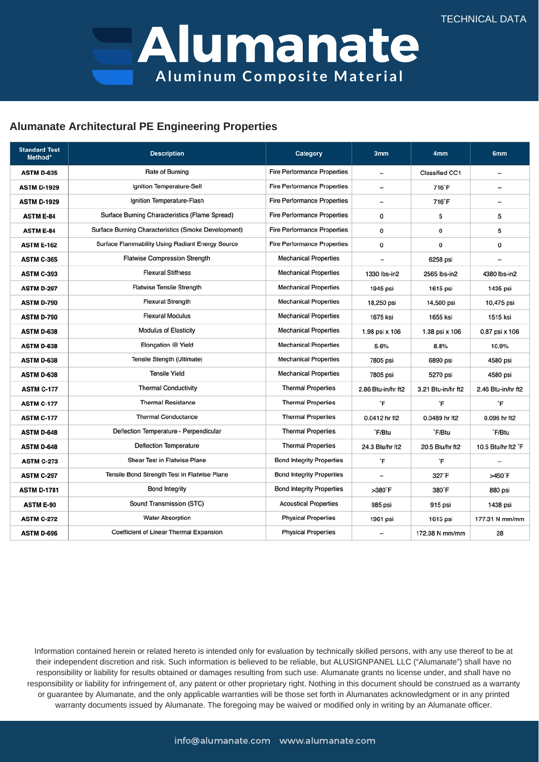TECHNICAL DATA

# Alumanate

**Aluminum Composite Material**

## Alumanate Architectural PE Engineering Properties

| Standard Test Method* | Description | Category | 3mm | 4mm | 6mm |
|---|---|---|---|---|---|
| **ASTM D-635** | Rate of Burning | Fire Performance Properties | – | Classified CC1 | – |
| **ASTM D-1929** | Ignition Temperature-Self | Fire Performance Properties | – | 716˚F | – |
| **ASTM D-1929** | Ignition Temperature-Flash | Fire Performance Properties | – | 716˚F | – |
| **ASTM E-84** | Surface Burning Characteristics (Flame Spread) | Fire Performance Properties | 0 | 5 | 5 |
| **ASTM E-84** | Surface Burning Characteristics (Smoke Development) | Fire Performance Properties | 0 | 0 | 5 |
| **ASTM E-162** | Surface Flammability Using Radiant Energy Source | Fire Performance Properties | 0 | 0 | 0 |
| **ASTM C-365** | Flatwise Compression Strength | Mechanical Properties | – | 6258 psi | – |
| **ASTM C-393** | Flexural Stiffness | Mechanical Properties | 1330 lbs-in2 | 2565 lbs-in2 | 4380 lbs-in2 |
| **ASTM D-297** | Flatwise Tensile Strength | Mechanical Properties | 1945 psi | 1615 psi | 1435 psi |
| **ASTM D-790** | Flexural Strength | Mechanical Properties | 18,250 psi | 14,500 psi | 10,475 psi |
| **ASTM D-790** | Flexural Modulus | Mechanical Properties | 1675 ksi | 1655 ksi | 1515 ksi |
| **ASTM D-638** | Modulus of Elasticity | Mechanical Properties | 1.98 psi x 106 | 1.38 psi x 106 | 0.87 psi x 106 |
| **ASTM D-638** | Elongation @ Yield | Mechanical Properties | 5.6% | 8.8% | 10.9% |
| **ASTM D-638** | Tensile Stength (Ultimate) | Mechanical Properties | 7805 psi | 6890 psi | 4580 psi |
| **ASTM D-638** | Tensile Yield | Mechanical Properties | 7805 psi | 5270 psi | 4580 psi |
| **ASTM C-177** | Thermal Conductivity | Thermal Properties | 2.86 Btu-in/hr ft2 | 3.21 Btu-in/hr ft2 | 2.46 Btu-in/hr ft2 |
| **ASTM C-177** | Thermal Resistance | Thermal Properties | ˚F | ˚F | ˚F |
| **ASTM C-177** | Thermal Conductance | Thermal Properties | 0.0412 hr ft2 | 0.0489 hr ft2 | 0.096 hr ft2 |
| **ASTM D-648** | Deflection Temperature - Perpendicular | Thermal Properties | ˚F/Btu | ˚F/Btu | ˚F/Btu |
| **ASTM D-648** | Deflection Temperature | Thermal Properties | 24.3 Btu/hr ft2 | 20.5 Btu/hr ft2 | 10.5 Btu/hr ft2 ˚F |
| **ASTM C-273** | Shear Test in Flatwise Plane | Bond Integrity Properties | ˚F | ˚F | – |
| **ASTM C-297** | Tensile Bond Strength Test in Flatwise Plane | Bond Integrity Properties | – | 327˚F | >450˚F |
| **ASTM D-1781** | Bond Integrity | Bond Integrity Properties | >380˚F | 380˚F | 880 psi |
| **ASTM E-90** | Sound Transmission (STC) | Acoustical Properties | 985 psi | 915 psi | 1438 psi |
| **ASTM C-272** | Water Absorption | Physical Properties | 1961 psi | 1615 psi | 177.31 N mm/mm |
| **ASTM D-696** | Coefficient of Linear Thermal Expansion | Physical Properties | – | 172.38 N mm/mm | 28 |

Information contained herein or related hereto is intended only for evaluation by technically skilled persons, with any use thereof to be at their independent discretion and risk. Such information is believed to be reliable, but ALUSIGNPANEL LLC ("Alumanate") shall have no responsibility or liability for results obtained or damages resulting from such use. Alumanate grants no license under, and shall have no responsibility or liability for infringement of, any patent or other proprietary right. Nothing in this document should be construed as a warranty or guarantee by Alumanate, and the only applicable warranties will be those set forth in Alumanates acknowledgment or in any printed warranty documents issued by Alumanate. The foregoing may be waived or modified only in writing by an Alumanate officer.

info@alumanate.com www.alumanate.com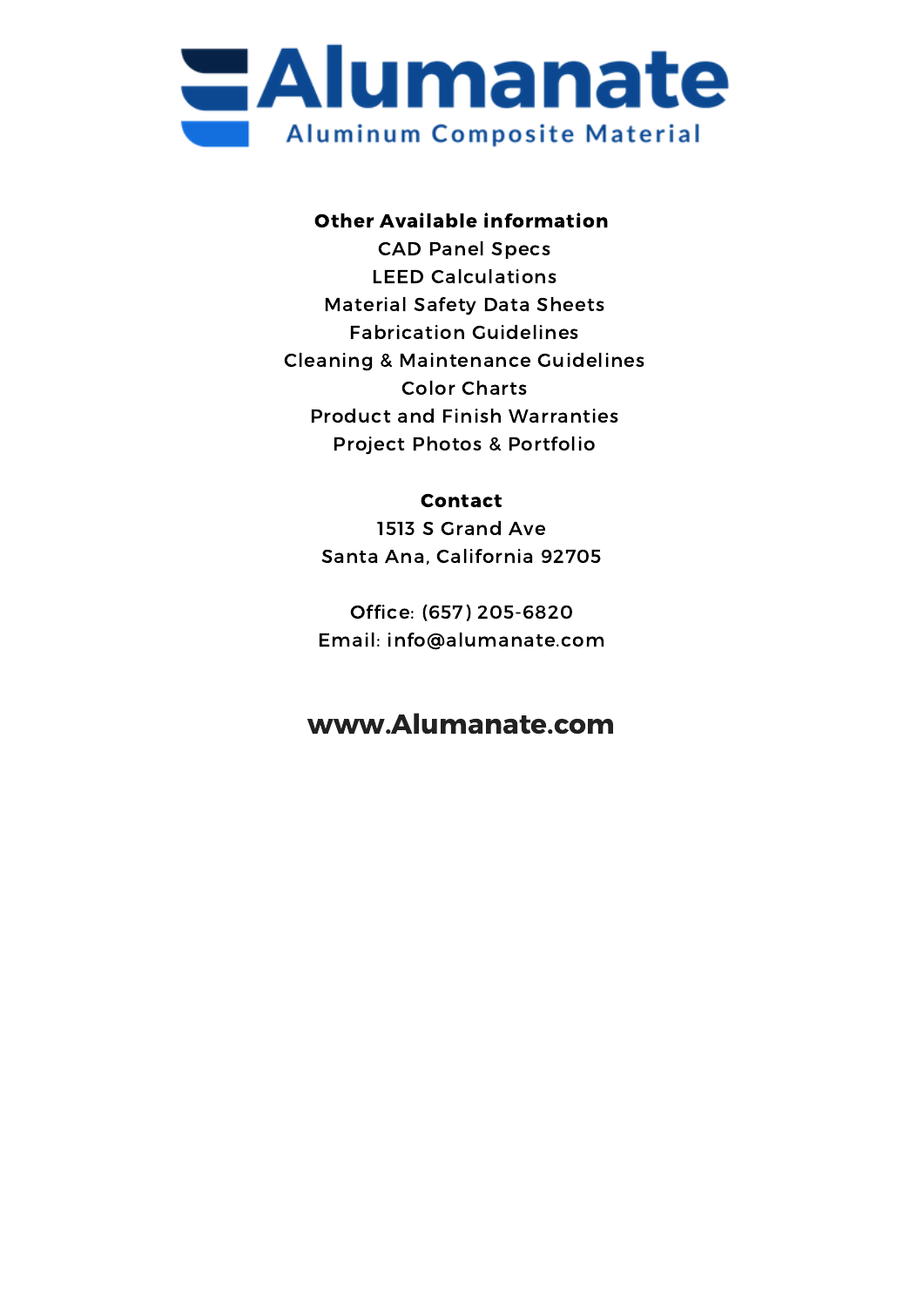# Alumanate

Aluminum Composite Material

**Other Available information**

CAD Panel Specs
LEED Calculations
Material Safety Data Sheets
Fabrication Guidelines
Cleaning & Maintenance Guidelines
Color Charts
Product and Finish Warranties
Project Photos & Portfolio

**Contact**

1513 S Grand Ave
Santa Ana, California 92705

Office: (657) 205-6820
Email: info@alumanate.com

**www.Alumanate.com**